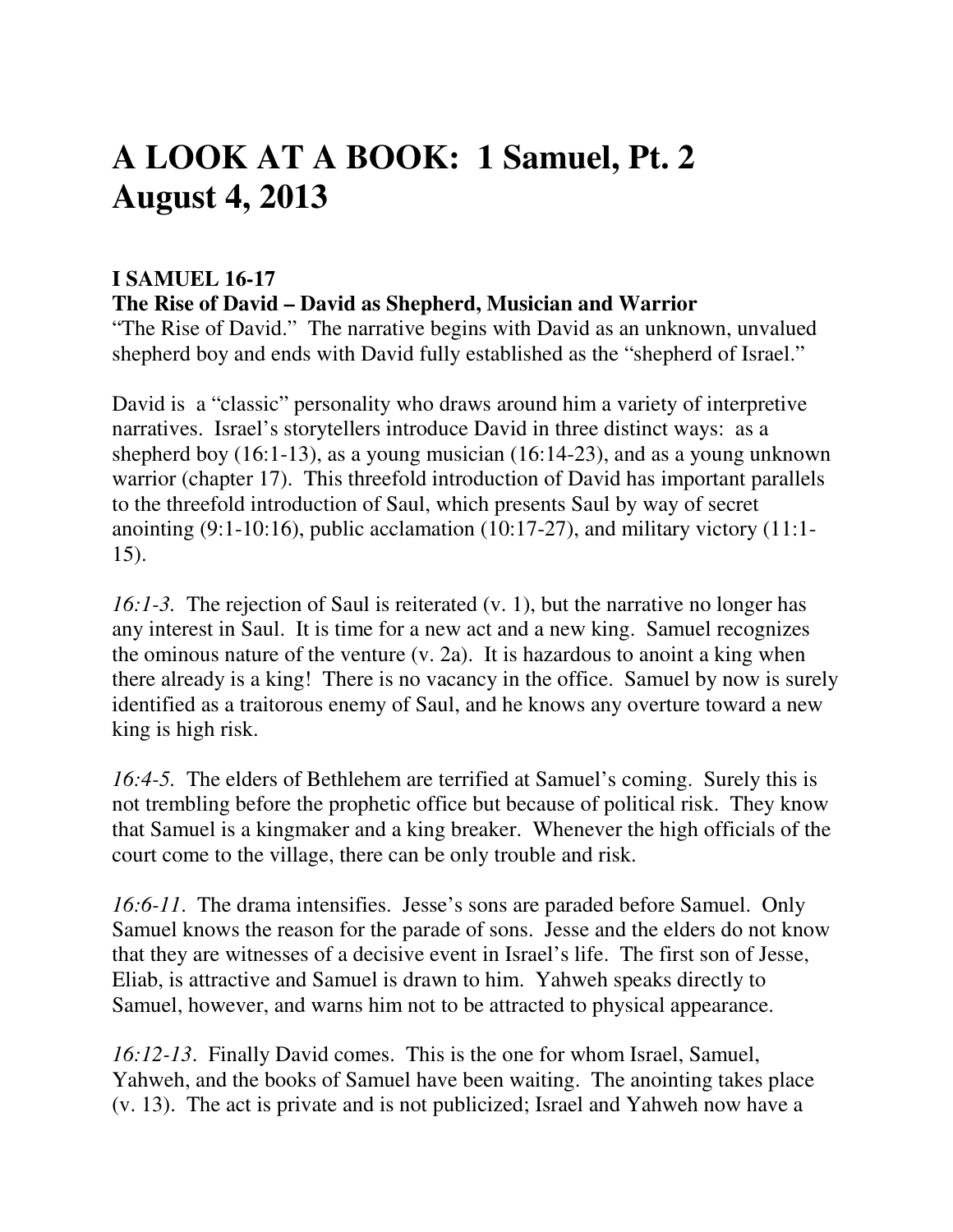# A LOOK AT A BOOK: 1 Samuel, Pt. 2
# August 4, 2013

**I SAMUEL 16-17**
**The Rise of David – David as Shepherd, Musician and Warrior**
"The Rise of David." The narrative begins with David as an unknown, unvalued shepherd boy and ends with David fully established as the "shepherd of Israel."

David is a "classic" personality who draws around him a variety of interpretive narratives. Israel's storytellers introduce David in three distinct ways: as a shepherd boy (16:1-13), as a young musician (16:14-23), and as a young unknown warrior (chapter 17). This threefold introduction of David has important parallels to the threefold introduction of Saul, which presents Saul by way of secret anointing (9:1-10:16), public acclamation (10:17-27), and military victory (11:1-15).

*16:1-3*. The rejection of Saul is reiterated (v. 1), but the narrative no longer has any interest in Saul. It is time for a new act and a new king. Samuel recognizes the ominous nature of the venture (v. 2a). It is hazardous to anoint a king when there already is a king! There is no vacancy in the office. Samuel by now is surely identified as a traitorous enemy of Saul, and he knows any overture toward a new king is high risk.

*16:4-5*. The elders of Bethlehem are terrified at Samuel's coming. Surely this is not trembling before the prophetic office but because of political risk. They know that Samuel is a kingmaker and a king breaker. Whenever the high officials of the court come to the village, there can be only trouble and risk.

*16:6-11*. The drama intensifies. Jesse's sons are paraded before Samuel. Only Samuel knows the reason for the parade of sons. Jesse and the elders do not know that they are witnesses of a decisive event in Israel's life. The first son of Jesse, Eliab, is attractive and Samuel is drawn to him. Yahweh speaks directly to Samuel, however, and warns him not to be attracted to physical appearance.

*16:12-13*. Finally David comes. This is the one for whom Israel, Samuel, Yahweh, and the books of Samuel have been waiting. The anointing takes place (v. 13). The act is private and is not publicized; Israel and Yahweh now have a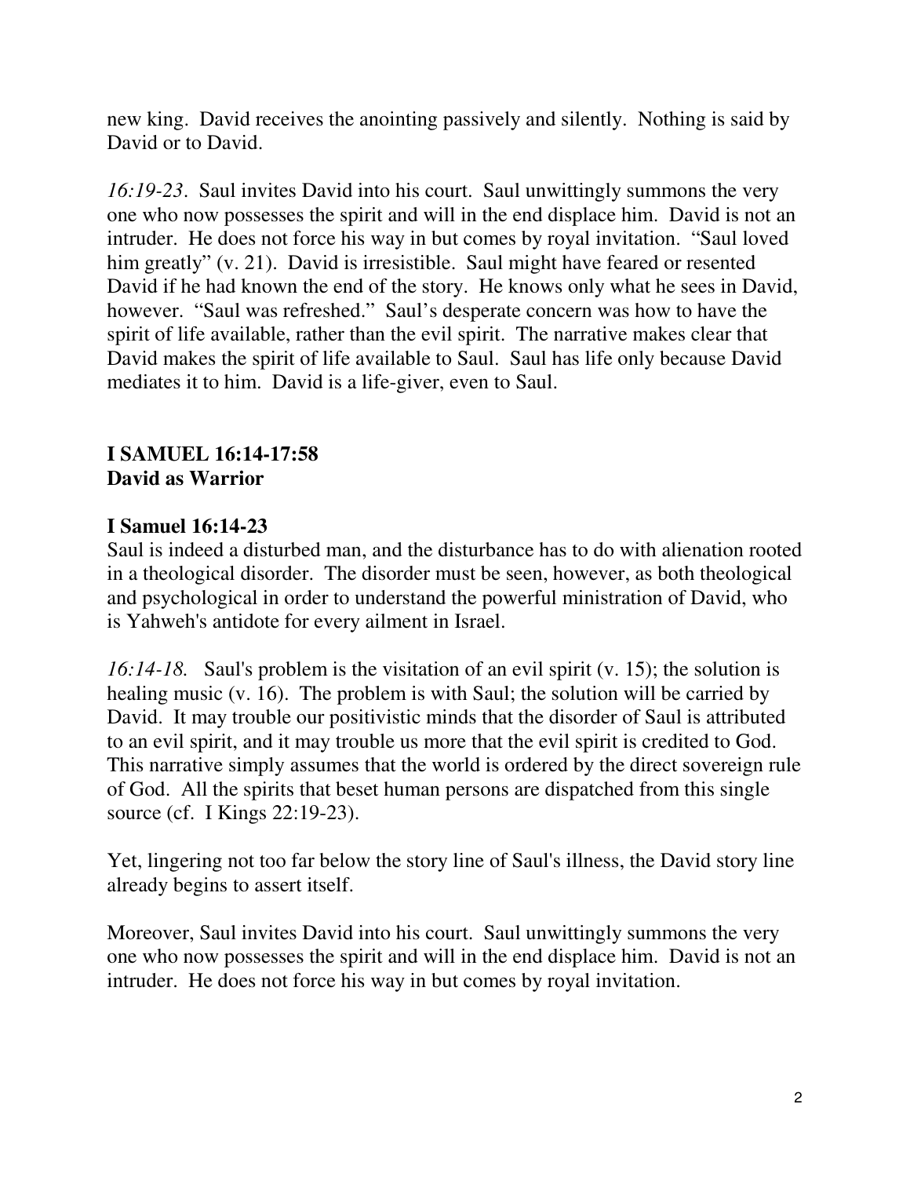new king. David receives the anointing passively and silently. Nothing is said by David or to David.

*16:19-23*. Saul invites David into his court. Saul unwittingly summons the very one who now possesses the spirit and will in the end displace him. David is not an intruder. He does not force his way in but comes by royal invitation. "Saul loved him greatly" (v. 21). David is irresistible. Saul might have feared or resented David if he had known the end of the story. He knows only what he sees in David, however. "Saul was refreshed." Saul's desperate concern was how to have the spirit of life available, rather than the evil spirit. The narrative makes clear that David makes the spirit of life available to Saul. Saul has life only because David mediates it to him. David is a life-giver, even to Saul.

## I SAMUEL 16:14-17:58
## David as Warrior

### I Samuel 16:14-23

Saul is indeed a disturbed man, and the disturbance has to do with alienation rooted in a theological disorder. The disorder must be seen, however, as both theological and psychological in order to understand the powerful ministration of David, who is Yahweh's antidote for every ailment in Israel.

*16:14-18.* Saul's problem is the visitation of an evil spirit (v. 15); the solution is healing music (v. 16). The problem is with Saul; the solution will be carried by David. It may trouble our positivistic minds that the disorder of Saul is attributed to an evil spirit, and it may trouble us more that the evil spirit is credited to God. This narrative simply assumes that the world is ordered by the direct sovereign rule of God. All the spirits that beset human persons are dispatched from this single source (cf. I Kings 22:19-23).

Yet, lingering not too far below the story line of Saul's illness, the David story line already begins to assert itself.

Moreover, Saul invites David into his court. Saul unwittingly summons the very one who now possesses the spirit and will in the end displace him. David is not an intruder. He does not force his way in but comes by royal invitation.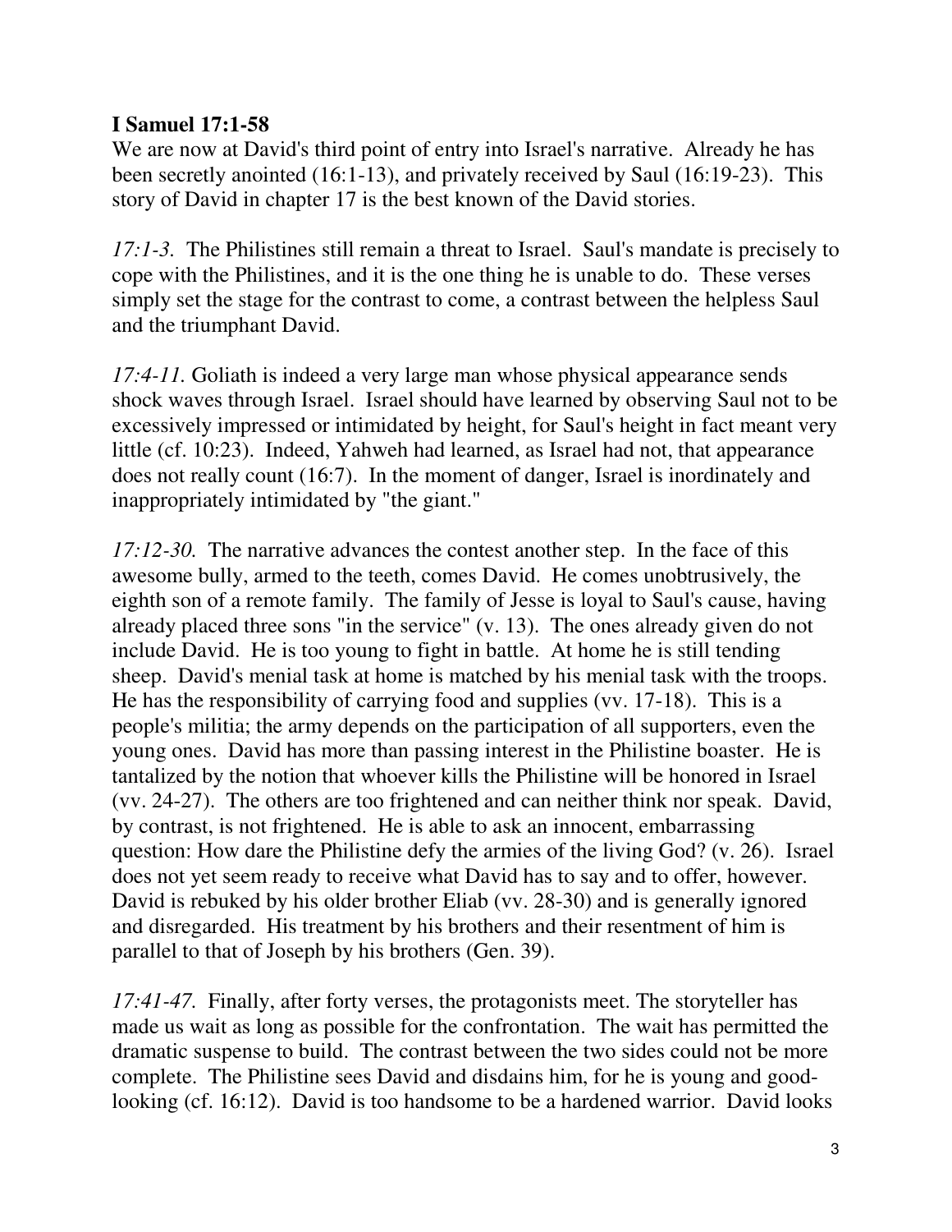**I Samuel 17:1-58**

We are now at David's third point of entry into Israel's narrative. Already he has been secretly anointed (16:1-13), and privately received by Saul (16:19-23). This story of David in chapter 17 is the best known of the David stories.

*17:1-3.* The Philistines still remain a threat to Israel. Saul's mandate is precisely to cope with the Philistines, and it is the one thing he is unable to do. These verses simply set the stage for the contrast to come, a contrast between the helpless Saul and the triumphant David.

*17:4-11.* Goliath is indeed a very large man whose physical appearance sends shock waves through Israel. Israel should have learned by observing Saul not to be excessively impressed or intimidated by height, for Saul's height in fact meant very little (cf. 10:23). Indeed, Yahweh had learned, as Israel had not, that appearance does not really count (16:7). In the moment of danger, Israel is inordinately and inappropriately intimidated by "the giant."

*17:12-30.* The narrative advances the contest another step. In the face of this awesome bully, armed to the teeth, comes David. He comes unobtrusively, the eighth son of a remote family. The family of Jesse is loyal to Saul's cause, having already placed three sons "in the service" (v. 13). The ones already given do not include David. He is too young to fight in battle. At home he is still tending sheep. David's menial task at home is matched by his menial task with the troops. He has the responsibility of carrying food and supplies (vv. 17-18). This is a people's militia; the army depends on the participation of all supporters, even the young ones. David has more than passing interest in the Philistine boaster. He is tantalized by the notion that whoever kills the Philistine will be honored in Israel (vv. 24-27). The others are too frightened and can neither think nor speak. David, by contrast, is not frightened. He is able to ask an innocent, embarrassing question: How dare the Philistine defy the armies of the living God? (v. 26). Israel does not yet seem ready to receive what David has to say and to offer, however. David is rebuked by his older brother Eliab (vv. 28-30) and is generally ignored and disregarded. His treatment by his brothers and their resentment of him is parallel to that of Joseph by his brothers (Gen. 39).

*17:41-47.* Finally, after forty verses, the protagonists meet. The storyteller has made us wait as long as possible for the confrontation. The wait has permitted the dramatic suspense to build. The contrast between the two sides could not be more complete. The Philistine sees David and disdains him, for he is young and good-looking (cf. 16:12). David is too handsome to be a hardened warrior. David looks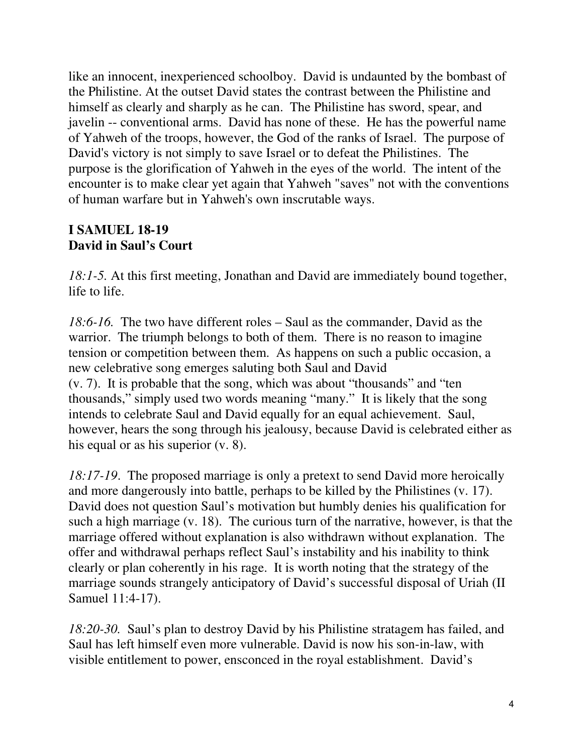like an innocent, inexperienced schoolboy. David is undaunted by the bombast of the Philistine. At the outset David states the contrast between the Philistine and himself as clearly and sharply as he can. The Philistine has sword, spear, and javelin -- conventional arms. David has none of these. He has the powerful name of Yahweh of the troops, however, the God of the ranks of Israel. The purpose of David's victory is not simply to save Israel or to defeat the Philistines. The purpose is the glorification of Yahweh in the eyes of the world. The intent of the encounter is to make clear yet again that Yahweh "saves" not with the conventions of human warfare but in Yahweh's own inscrutable ways.

## I SAMUEL 18-19
## David in Saul's Court

*18:1-5.* At this first meeting, Jonathan and David are immediately bound together, life to life.

*18:6-16.* The two have different roles – Saul as the commander, David as the warrior. The triumph belongs to both of them. There is no reason to imagine tension or competition between them. As happens on such a public occasion, a new celebrative song emerges saluting both Saul and David (v. 7). It is probable that the song, which was about "thousands" and "ten thousands," simply used two words meaning "many." It is likely that the song intends to celebrate Saul and David equally for an equal achievement. Saul, however, hears the song through his jealousy, because David is celebrated either as his equal or as his superior (v. 8).

*18:17-19.* The proposed marriage is only a pretext to send David more heroically and more dangerously into battle, perhaps to be killed by the Philistines (v. 17). David does not question Saul's motivation but humbly denies his qualification for such a high marriage (v. 18). The curious turn of the narrative, however, is that the marriage offered without explanation is also withdrawn without explanation. The offer and withdrawal perhaps reflect Saul's instability and his inability to think clearly or plan coherently in his rage. It is worth noting that the strategy of the marriage sounds strangely anticipatory of David's successful disposal of Uriah (II Samuel 11:4-17).

*18:20-30.* Saul's plan to destroy David by his Philistine stratagem has failed, and Saul has left himself even more vulnerable. David is now his son-in-law, with visible entitlement to power, ensconced in the royal establishment. David's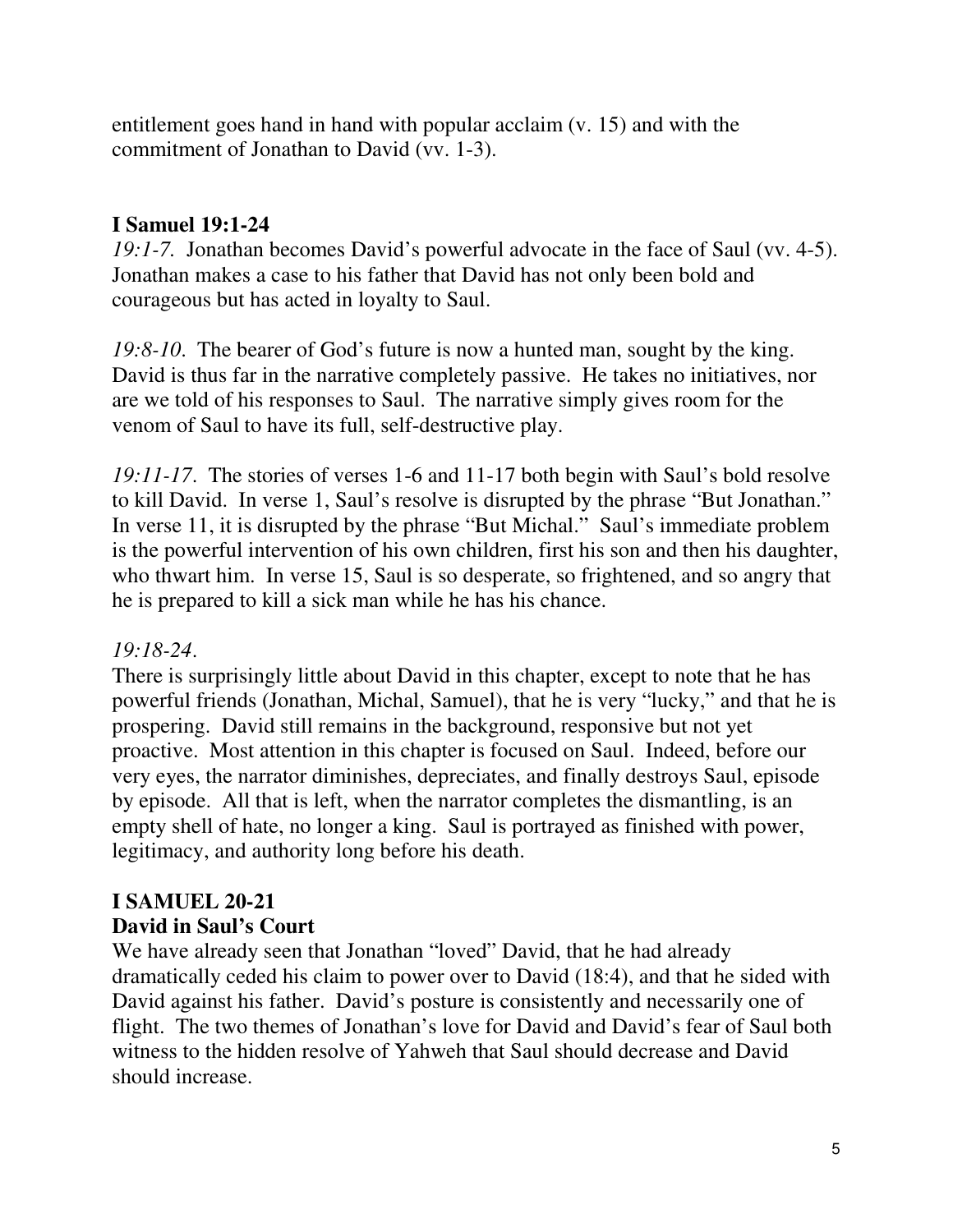entitlement goes hand in hand with popular acclaim (v. 15) and with the commitment of Jonathan to David (vv. 1-3).

## I Samuel 19:1-24

*19:1-7.* Jonathan becomes David's powerful advocate in the face of Saul (vv. 4-5). Jonathan makes a case to his father that David has not only been bold and courageous but has acted in loyalty to Saul.

*19:8-10.* The bearer of God's future is now a hunted man, sought by the king. David is thus far in the narrative completely passive. He takes no initiatives, nor are we told of his responses to Saul. The narrative simply gives room for the venom of Saul to have its full, self-destructive play.

*19:11-17.* The stories of verses 1-6 and 11-17 both begin with Saul's bold resolve to kill David. In verse 1, Saul's resolve is disrupted by the phrase "But Jonathan." In verse 11, it is disrupted by the phrase "But Michal." Saul's immediate problem is the powerful intervention of his own children, first his son and then his daughter, who thwart him. In verse 15, Saul is so desperate, so frightened, and so angry that he is prepared to kill a sick man while he has his chance.

*19:18-24.*
There is surprisingly little about David in this chapter, except to note that he has powerful friends (Jonathan, Michal, Samuel), that he is very "lucky," and that he is prospering. David still remains in the background, responsive but not yet proactive. Most attention in this chapter is focused on Saul. Indeed, before our very eyes, the narrator diminishes, depreciates, and finally destroys Saul, episode by episode. All that is left, when the narrator completes the dismantling, is an empty shell of hate, no longer a king. Saul is portrayed as finished with power, legitimacy, and authority long before his death.

## I SAMUEL 20-21
### David in Saul's Court

We have already seen that Jonathan "loved" David, that he had already dramatically ceded his claim to power over to David (18:4), and that he sided with David against his father. David's posture is consistently and necessarily one of flight. The two themes of Jonathan's love for David and David's fear of Saul both witness to the hidden resolve of Yahweh that Saul should decrease and David should increase.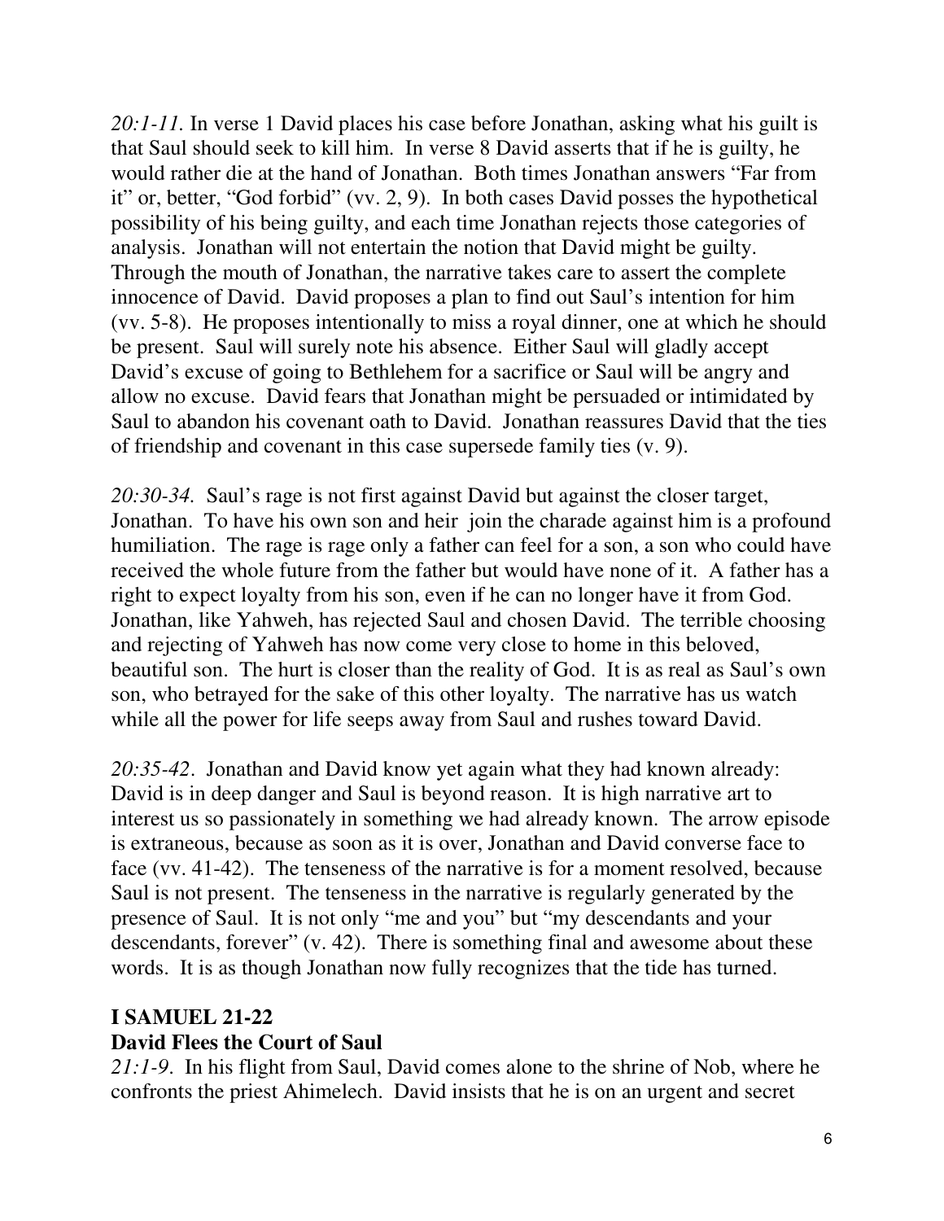*20:1-11.* In verse 1 David places his case before Jonathan, asking what his guilt is that Saul should seek to kill him. In verse 8 David asserts that if he is guilty, he would rather die at the hand of Jonathan. Both times Jonathan answers "Far from it" or, better, "God forbid" (vv. 2, 9). In both cases David posses the hypothetical possibility of his being guilty, and each time Jonathan rejects those categories of analysis. Jonathan will not entertain the notion that David might be guilty. Through the mouth of Jonathan, the narrative takes care to assert the complete innocence of David. David proposes a plan to find out Saul's intention for him (vv. 5-8). He proposes intentionally to miss a royal dinner, one at which he should be present. Saul will surely note his absence. Either Saul will gladly accept David's excuse of going to Bethlehem for a sacrifice or Saul will be angry and allow no excuse. David fears that Jonathan might be persuaded or intimidated by Saul to abandon his covenant oath to David. Jonathan reassures David that the ties of friendship and covenant in this case supersede family ties (v. 9).

*20:30-34.* Saul's rage is not first against David but against the closer target, Jonathan. To have his own son and heir join the charade against him is a profound humiliation. The rage is rage only a father can feel for a son, a son who could have received the whole future from the father but would have none of it. A father has a right to expect loyalty from his son, even if he can no longer have it from God. Jonathan, like Yahweh, has rejected Saul and chosen David. The terrible choosing and rejecting of Yahweh has now come very close to home in this beloved, beautiful son. The hurt is closer than the reality of God. It is as real as Saul's own son, who betrayed for the sake of this other loyalty. The narrative has us watch while all the power for life seeps away from Saul and rushes toward David.

*20:35-42*. Jonathan and David know yet again what they had known already: David is in deep danger and Saul is beyond reason. It is high narrative art to interest us so passionately in something we had already known. The arrow episode is extraneous, because as soon as it is over, Jonathan and David converse face to face (vv. 41-42). The tenseness of the narrative is for a moment resolved, because Saul is not present. The tenseness in the narrative is regularly generated by the presence of Saul. It is not only "me and you" but "my descendants and your descendants, forever" (v. 42). There is something final and awesome about these words. It is as though Jonathan now fully recognizes that the tide has turned.

**I SAMUEL 21-22**

**David Flees the Court of Saul**

*21:1-9*. In his flight from Saul, David comes alone to the shrine of Nob, where he confronts the priest Ahimelech. David insists that he is on an urgent and secret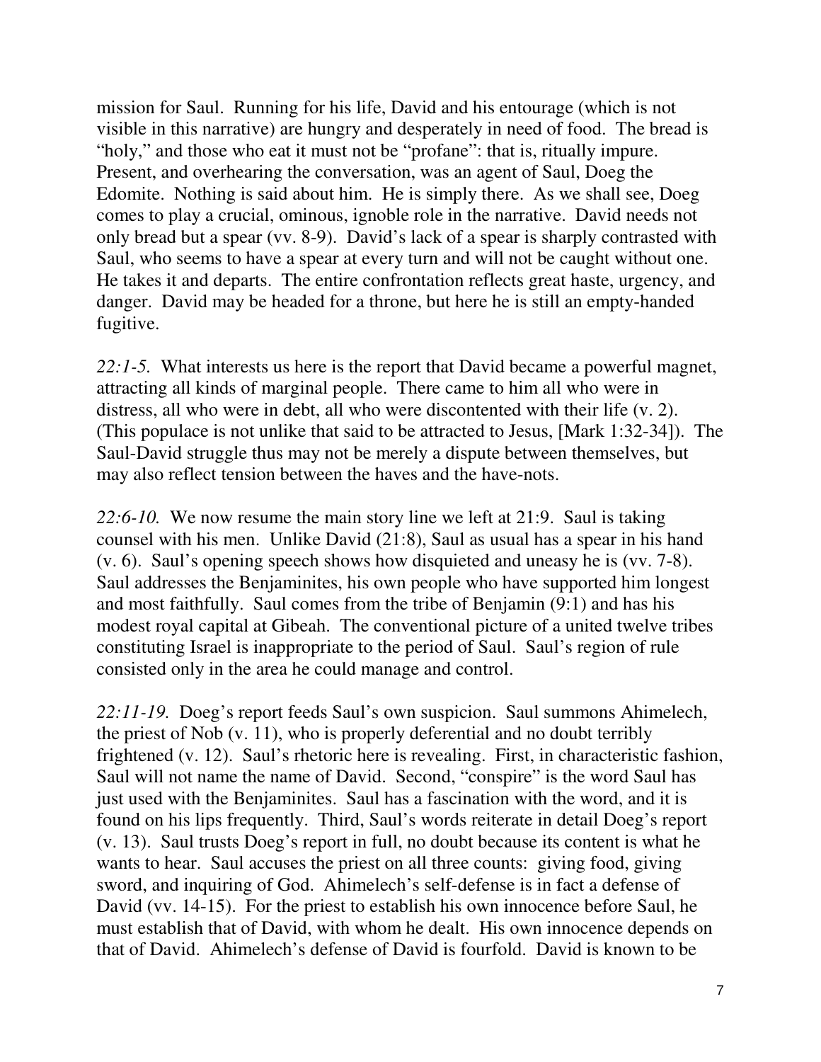mission for Saul. Running for his life, David and his entourage (which is not visible in this narrative) are hungry and desperately in need of food. The bread is "holy," and those who eat it must not be "profane": that is, ritually impure. Present, and overhearing the conversation, was an agent of Saul, Doeg the Edomite. Nothing is said about him. He is simply there. As we shall see, Doeg comes to play a crucial, ominous, ignoble role in the narrative. David needs not only bread but a spear (vv. 8-9). David's lack of a spear is sharply contrasted with Saul, who seems to have a spear at every turn and will not be caught without one. He takes it and departs. The entire confrontation reflects great haste, urgency, and danger. David may be headed for a throne, but here he is still an empty-handed fugitive.

*22:1-5.* What interests us here is the report that David became a powerful magnet, attracting all kinds of marginal people. There came to him all who were in distress, all who were in debt, all who were discontented with their life (v. 2). (This populace is not unlike that said to be attracted to Jesus, [Mark 1:32-34]). The Saul-David struggle thus may not be merely a dispute between themselves, but may also reflect tension between the haves and the have-nots.

*22:6-10.* We now resume the main story line we left at 21:9. Saul is taking counsel with his men. Unlike David (21:8), Saul as usual has a spear in his hand (v. 6). Saul's opening speech shows how disquieted and uneasy he is (vv. 7-8). Saul addresses the Benjaminites, his own people who have supported him longest and most faithfully. Saul comes from the tribe of Benjamin (9:1) and has his modest royal capital at Gibeah. The conventional picture of a united twelve tribes constituting Israel is inappropriate to the period of Saul. Saul's region of rule consisted only in the area he could manage and control.

*22:11-19.* Doeg's report feeds Saul's own suspicion. Saul summons Ahimelech, the priest of Nob (v. 11), who is properly deferential and no doubt terribly frightened (v. 12). Saul's rhetoric here is revealing. First, in characteristic fashion, Saul will not name the name of David. Second, "conspire" is the word Saul has just used with the Benjaminites. Saul has a fascination with the word, and it is found on his lips frequently. Third, Saul's words reiterate in detail Doeg's report (v. 13). Saul trusts Doeg's report in full, no doubt because its content is what he wants to hear. Saul accuses the priest on all three counts: giving food, giving sword, and inquiring of God. Ahimelech's self-defense is in fact a defense of David (vv. 14-15). For the priest to establish his own innocence before Saul, he must establish that of David, with whom he dealt. His own innocence depends on that of David. Ahimelech's defense of David is fourfold. David is known to be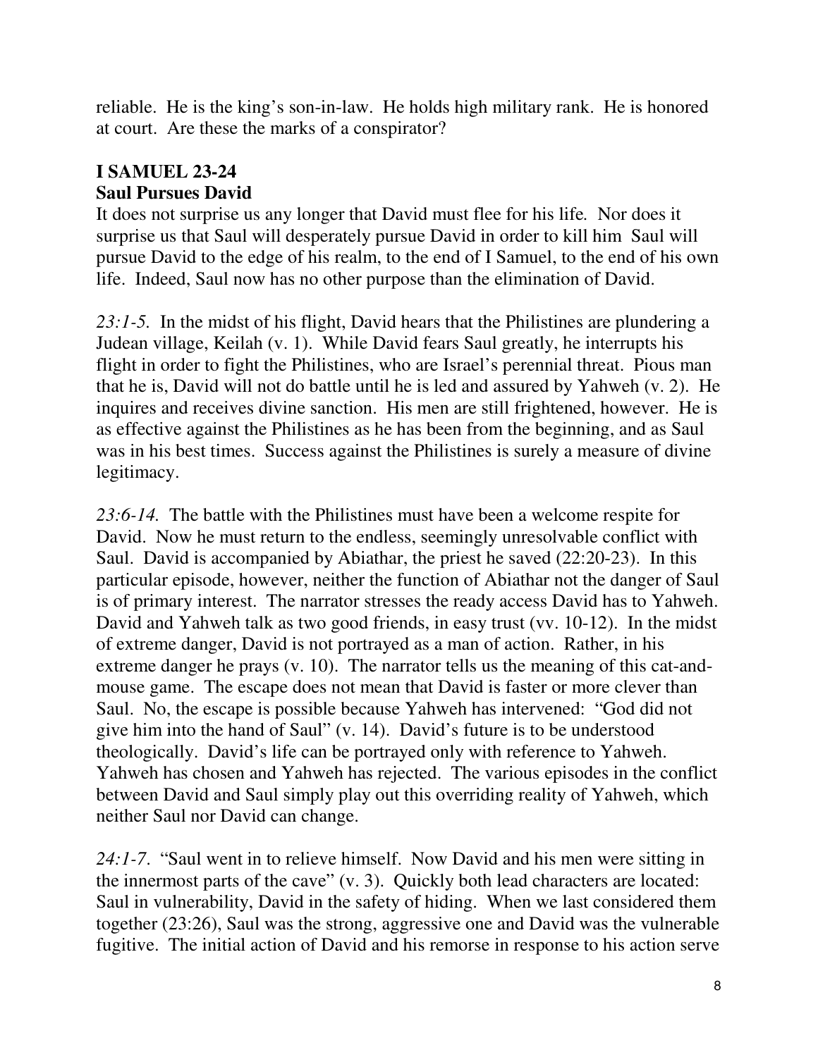reliable. He is the king's son-in-law. He holds high military rank. He is honored at court. Are these the marks of a conspirator?

## I SAMUEL 23-24

### Saul Pursues David

It does not surprise us any longer that David must flee for his life. Nor does it surprise us that Saul will desperately pursue David in order to kill him Saul will pursue David to the edge of his realm, to the end of I Samuel, to the end of his own life. Indeed, Saul now has no other purpose than the elimination of David.

*23:1-5.* In the midst of his flight, David hears that the Philistines are plundering a Judean village, Keilah (v. 1). While David fears Saul greatly, he interrupts his flight in order to fight the Philistines, who are Israel's perennial threat. Pious man that he is, David will not do battle until he is led and assured by Yahweh (v. 2). He inquires and receives divine sanction. His men are still frightened, however. He is as effective against the Philistines as he has been from the beginning, and as Saul was in his best times. Success against the Philistines is surely a measure of divine legitimacy.

*23:6-14.* The battle with the Philistines must have been a welcome respite for David. Now he must return to the endless, seemingly unresolvable conflict with Saul. David is accompanied by Abiathar, the priest he saved (22:20-23). In this particular episode, however, neither the function of Abiathar not the danger of Saul is of primary interest. The narrator stresses the ready access David has to Yahweh. David and Yahweh talk as two good friends, in easy trust (vv. 10-12). In the midst of extreme danger, David is not portrayed as a man of action. Rather, in his extreme danger he prays (v. 10). The narrator tells us the meaning of this cat-and-mouse game. The escape does not mean that David is faster or more clever than Saul. No, the escape is possible because Yahweh has intervened: "God did not give him into the hand of Saul" (v. 14). David's future is to be understood theologically. David's life can be portrayed only with reference to Yahweh. Yahweh has chosen and Yahweh has rejected. The various episodes in the conflict between David and Saul simply play out this overriding reality of Yahweh, which neither Saul nor David can change.

*24:1-7.* "Saul went in to relieve himself. Now David and his men were sitting in the innermost parts of the cave" (v. 3). Quickly both lead characters are located: Saul in vulnerability, David in the safety of hiding. When we last considered them together (23:26), Saul was the strong, aggressive one and David was the vulnerable fugitive. The initial action of David and his remorse in response to his action serve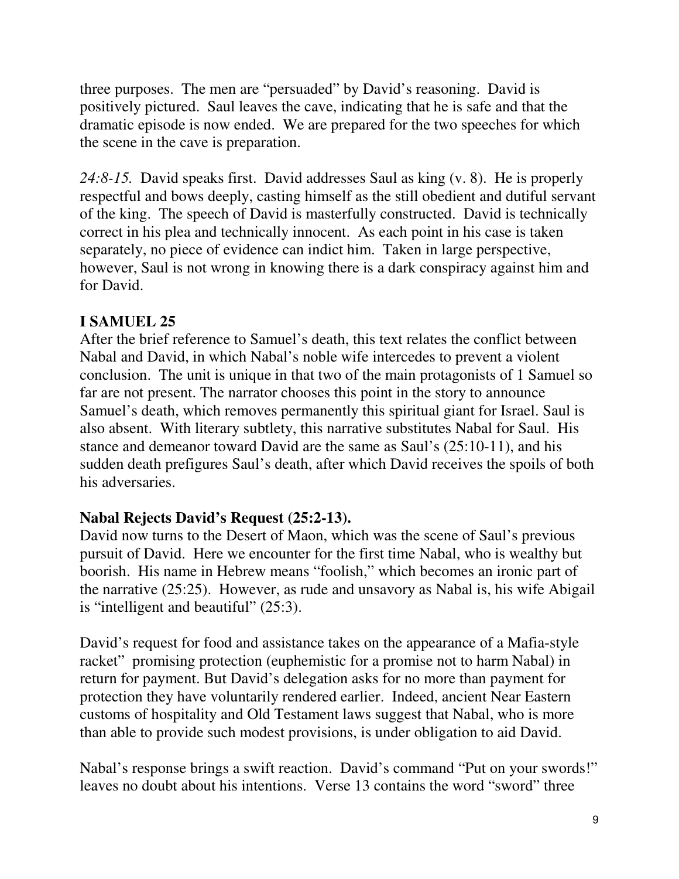three purposes. The men are "persuaded" by David's reasoning. David is positively pictured. Saul leaves the cave, indicating that he is safe and that the dramatic episode is now ended. We are prepared for the two speeches for which the scene in the cave is preparation.

*24:8-15.* David speaks first. David addresses Saul as king (v. 8). He is properly respectful and bows deeply, casting himself as the still obedient and dutiful servant of the king. The speech of David is masterfully constructed. David is technically correct in his plea and technically innocent. As each point in his case is taken separately, no piece of evidence can indict him. Taken in large perspective, however, Saul is not wrong in knowing there is a dark conspiracy against him and for David.

**I SAMUEL 25**

After the brief reference to Samuel's death, this text relates the conflict between Nabal and David, in which Nabal's noble wife intercedes to prevent a violent conclusion. The unit is unique in that two of the main protagonists of 1 Samuel so far are not present. The narrator chooses this point in the story to announce Samuel's death, which removes permanently this spiritual giant for Israel. Saul is also absent. With literary subtlety, this narrative substitutes Nabal for Saul. His stance and demeanor toward David are the same as Saul's (25:10-11), and his sudden death prefigures Saul's death, after which David receives the spoils of both his adversaries.

**Nabal Rejects David's Request (25:2-13).**

David now turns to the Desert of Maon, which was the scene of Saul's previous pursuit of David. Here we encounter for the first time Nabal, who is wealthy but boorish. His name in Hebrew means "foolish," which becomes an ironic part of the narrative (25:25). However, as rude and unsavory as Nabal is, his wife Abigail is "intelligent and beautiful" (25:3).

David's request for food and assistance takes on the appearance of a Mafia-style racket" promising protection (euphemistic for a promise not to harm Nabal) in return for payment. But David's delegation asks for no more than payment for protection they have voluntarily rendered earlier. Indeed, ancient Near Eastern customs of hospitality and Old Testament laws suggest that Nabal, who is more than able to provide such modest provisions, is under obligation to aid David.

Nabal's response brings a swift reaction. David's command "Put on your swords!" leaves no doubt about his intentions. Verse 13 contains the word "sword" three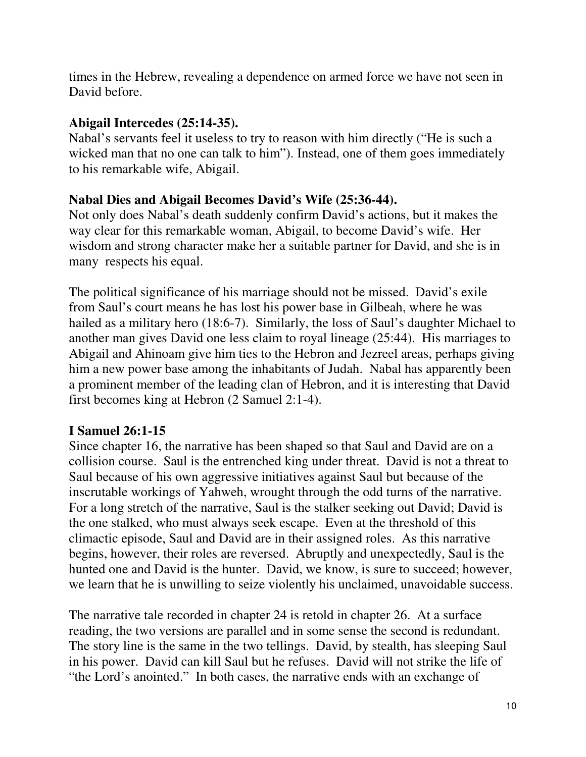times in the Hebrew, revealing a dependence on armed force we have not seen in David before.

**Abigail Intercedes (25:14-35).**
Nabal's servants feel it useless to try to reason with him directly ("He is such a wicked man that no one can talk to him"). Instead, one of them goes immediately to his remarkable wife, Abigail.

**Nabal Dies and Abigail Becomes David's Wife (25:36-44).**
Not only does Nabal's death suddenly confirm David's actions, but it makes the way clear for this remarkable woman, Abigail, to become David's wife. Her wisdom and strong character make her a suitable partner for David, and she is in many respects his equal.

The political significance of his marriage should not be missed. David's exile from Saul's court means he has lost his power base in Gilbeah, where he was hailed as a military hero (18:6-7). Similarly, the loss of Saul's daughter Michael to another man gives David one less claim to royal lineage (25:44). His marriages to Abigail and Ahinoam give him ties to the Hebron and Jezreel areas, perhaps giving him a new power base among the inhabitants of Judah. Nabal has apparently been a prominent member of the leading clan of Hebron, and it is interesting that David first becomes king at Hebron (2 Samuel 2:1-4).

**I Samuel 26:1-15**
Since chapter 16, the narrative has been shaped so that Saul and David are on a collision course. Saul is the entrenched king under threat. David is not a threat to Saul because of his own aggressive initiatives against Saul but because of the inscrutable workings of Yahweh, wrought through the odd turns of the narrative. For a long stretch of the narrative, Saul is the stalker seeking out David; David is the one stalked, who must always seek escape. Even at the threshold of this climactic episode, Saul and David are in their assigned roles. As this narrative begins, however, their roles are reversed. Abruptly and unexpectedly, Saul is the hunted one and David is the hunter. David, we know, is sure to succeed; however, we learn that he is unwilling to seize violently his unclaimed, unavoidable success.

The narrative tale recorded in chapter 24 is retold in chapter 26. At a surface reading, the two versions are parallel and in some sense the second is redundant. The story line is the same in the two tellings. David, by stealth, has sleeping Saul in his power. David can kill Saul but he refuses. David will not strike the life of "the Lord's anointed." In both cases, the narrative ends with an exchange of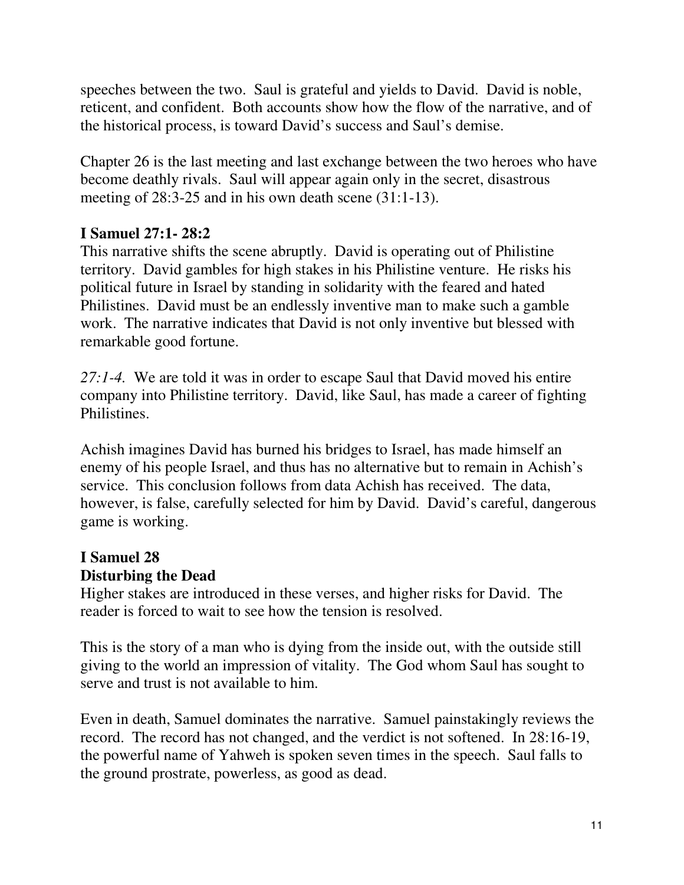speeches between the two. Saul is grateful and yields to David. David is noble, reticent, and confident. Both accounts show how the flow of the narrative, and of the historical process, is toward David's success and Saul's demise.

Chapter 26 is the last meeting and last exchange between the two heroes who have become deathly rivals. Saul will appear again only in the secret, disastrous meeting of 28:3-25 and in his own death scene (31:1-13).

**I Samuel 27:1- 28:2**

This narrative shifts the scene abruptly. David is operating out of Philistine territory. David gambles for high stakes in his Philistine venture. He risks his political future in Israel by standing in solidarity with the feared and hated Philistines. David must be an endlessly inventive man to make such a gamble work. The narrative indicates that David is not only inventive but blessed with remarkable good fortune.

*27:1-4.* We are told it was in order to escape Saul that David moved his entire company into Philistine territory. David, like Saul, has made a career of fighting Philistines.

Achish imagines David has burned his bridges to Israel, has made himself an enemy of his people Israel, and thus has no alternative but to remain in Achish's service. This conclusion follows from data Achish has received. The data, however, is false, carefully selected for him by David. David's careful, dangerous game is working.

**I Samuel 28**
**Disturbing the Dead**

Higher stakes are introduced in these verses, and higher risks for David. The reader is forced to wait to see how the tension is resolved.

This is the story of a man who is dying from the inside out, with the outside still giving to the world an impression of vitality. The God whom Saul has sought to serve and trust is not available to him.

Even in death, Samuel dominates the narrative. Samuel painstakingly reviews the record. The record has not changed, and the verdict is not softened. In 28:16-19, the powerful name of Yahweh is spoken seven times in the speech. Saul falls to the ground prostrate, powerless, as good as dead.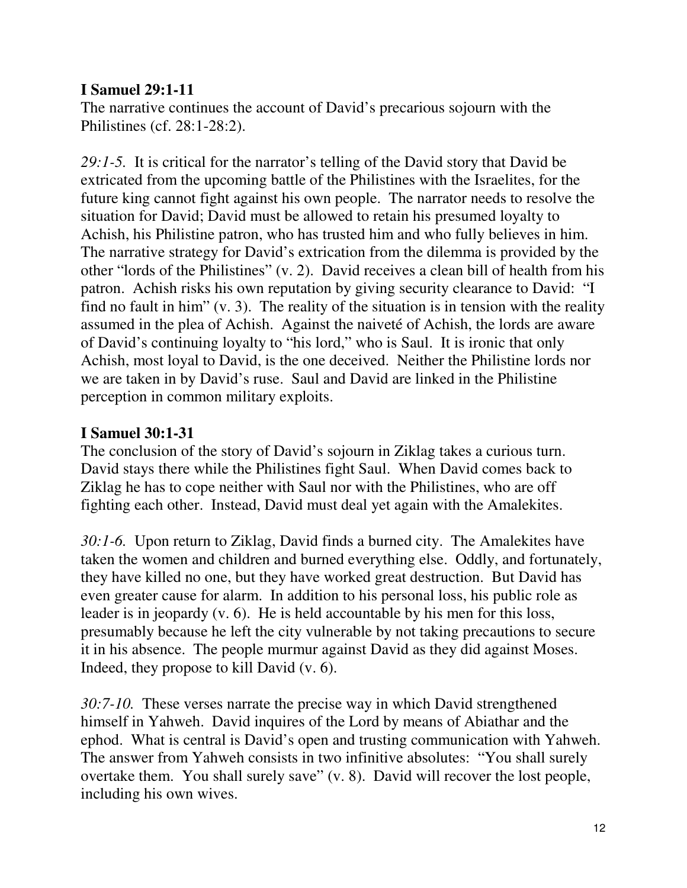**I Samuel 29:1-11**
The narrative continues the account of David's precarious sojourn with the Philistines (cf. 28:1-28:2).

*29:1-5.* It is critical for the narrator's telling of the David story that David be extricated from the upcoming battle of the Philistines with the Israelites, for the future king cannot fight against his own people. The narrator needs to resolve the situation for David; David must be allowed to retain his presumed loyalty to Achish, his Philistine patron, who has trusted him and who fully believes in him. The narrative strategy for David's extrication from the dilemma is provided by the other "lords of the Philistines" (v. 2). David receives a clean bill of health from his patron. Achish risks his own reputation by giving security clearance to David: "I find no fault in him" (v. 3). The reality of the situation is in tension with the reality assumed in the plea of Achish. Against the naiveté of Achish, the lords are aware of David's continuing loyalty to "his lord," who is Saul. It is ironic that only Achish, most loyal to David, is the one deceived. Neither the Philistine lords nor we are taken in by David's ruse. Saul and David are linked in the Philistine perception in common military exploits.

**I Samuel 30:1-31**
The conclusion of the story of David's sojourn in Ziklag takes a curious turn. David stays there while the Philistines fight Saul. When David comes back to Ziklag he has to cope neither with Saul nor with the Philistines, who are off fighting each other. Instead, David must deal yet again with the Amalekites.

*30:1-6.* Upon return to Ziklag, David finds a burned city. The Amalekites have taken the women and children and burned everything else. Oddly, and fortunately, they have killed no one, but they have worked great destruction. But David has even greater cause for alarm. In addition to his personal loss, his public role as leader is in jeopardy (v. 6). He is held accountable by his men for this loss, presumably because he left the city vulnerable by not taking precautions to secure it in his absence. The people murmur against David as they did against Moses. Indeed, they propose to kill David (v. 6).

*30:7-10.* These verses narrate the precise way in which David strengthened himself in Yahweh. David inquires of the Lord by means of Abiathar and the ephod. What is central is David's open and trusting communication with Yahweh. The answer from Yahweh consists in two infinitive absolutes: "You shall surely overtake them. You shall surely save" (v. 8). David will recover the lost people, including his own wives.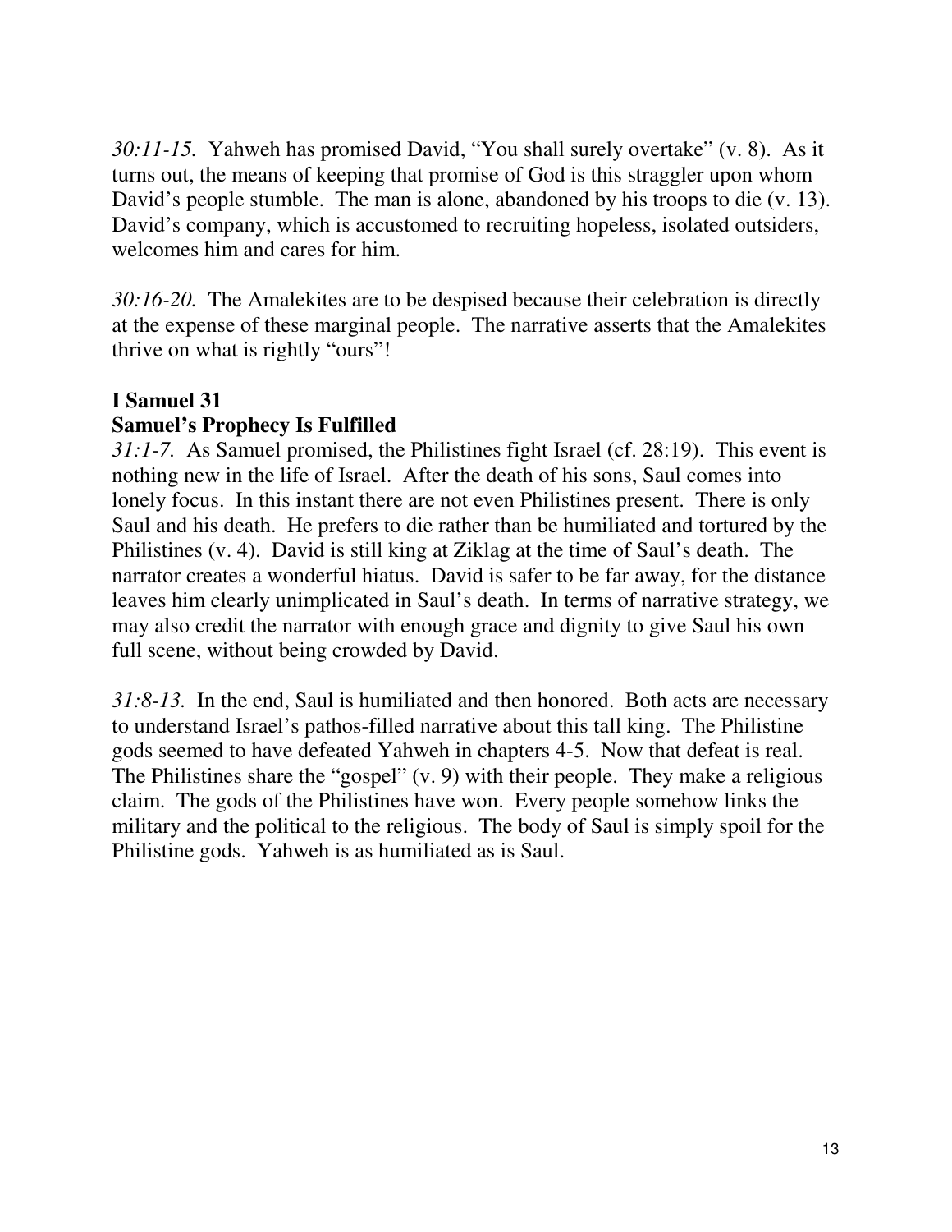*30:11-15.* Yahweh has promised David, “You shall surely overtake” (v. 8). As it turns out, the means of keeping that promise of God is this straggler upon whom David’s people stumble. The man is alone, abandoned by his troops to die (v. 13). David’s company, which is accustomed to recruiting hopeless, isolated outsiders, welcomes him and cares for him.

*30:16-20.* The Amalekites are to be despised because their celebration is directly at the expense of these marginal people. The narrative asserts that the Amalekites thrive on what is rightly “ours”!

**I Samuel 31**
**Samuel’s Prophecy Is Fulfilled**

*31:1-7.* As Samuel promised, the Philistines fight Israel (cf. 28:19). This event is nothing new in the life of Israel. After the death of his sons, Saul comes into lonely focus. In this instant there are not even Philistines present. There is only Saul and his death. He prefers to die rather than be humiliated and tortured by the Philistines (v. 4). David is still king at Ziklag at the time of Saul’s death. The narrator creates a wonderful hiatus. David is safer to be far away, for the distance leaves him clearly unimplicated in Saul’s death. In terms of narrative strategy, we may also credit the narrator with enough grace and dignity to give Saul his own full scene, without being crowded by David.

*31:8-13.* In the end, Saul is humiliated and then honored. Both acts are necessary to understand Israel’s pathos-filled narrative about this tall king. The Philistine gods seemed to have defeated Yahweh in chapters 4-5. Now that defeat is real. The Philistines share the “gospel” (v. 9) with their people. They make a religious claim. The gods of the Philistines have won. Every people somehow links the military and the political to the religious. The body of Saul is simply spoil for the Philistine gods. Yahweh is as humiliated as is Saul.